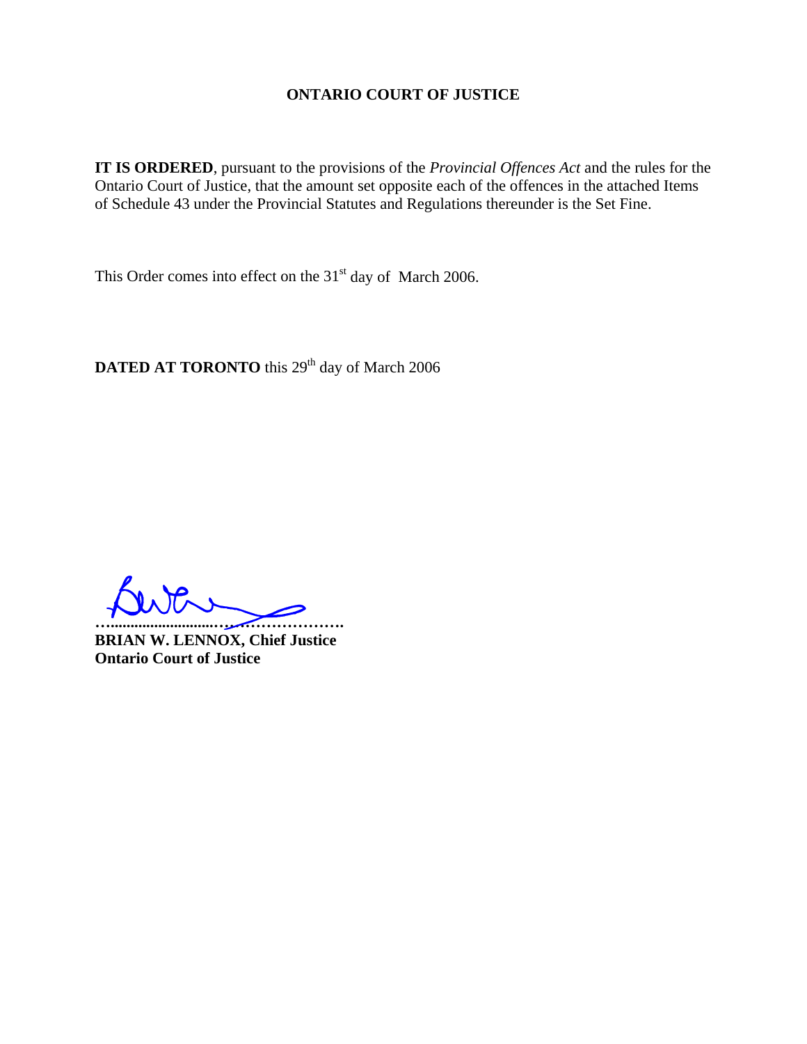**ONTARIO COURT OF JUSTICE**

**IT IS ORDERED**, pursuant to the provisions of the *Provincial Offences Act* and the rules for the Ontario Court of Justice, that the amount set opposite each of the offences in the attached Items of Schedule 43 under the Provincial Statutes and Regulations thereunder is the Set Fine.

This Order comes into effect on the 31st day of March 2006.

**DATED AT TORONTO** this 29th day of March 2006

…………………………………………….

**BRIAN W. LENNOX, Chief Justice**
**Ontario Court of Justice**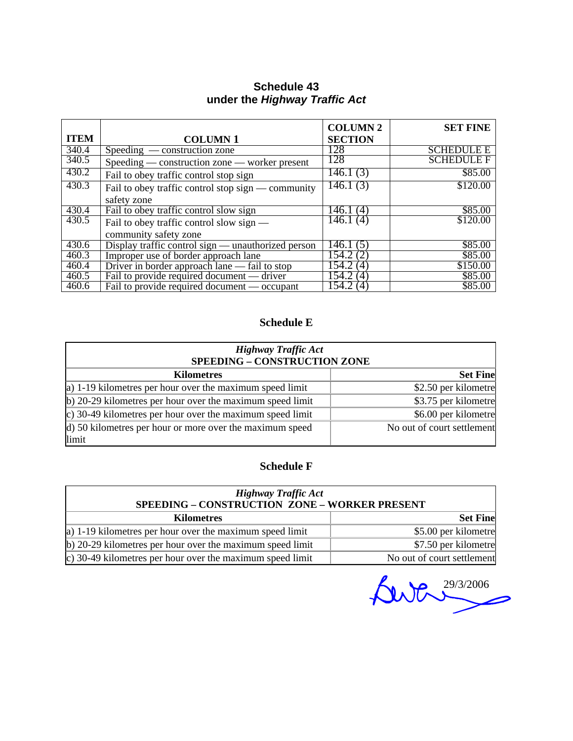## Schedule 43
## under the *Highway Traffic Act*

| ITEM | COLUMN 1 | COLUMN 2 SECTION | SET FINE |
|---|---|---|---|
| 340.4 | Speeding — construction zone | 128 | SCHEDULE E |
| 340.5 | Speeding — construction zone — worker present | 128 | SCHEDULE F |
| 430.2 | Fail to obey traffic control stop sign | 146.1 (3) | $85.00 |
| 430.3 | Fail to obey traffic control stop sign — community safety zone | 146.1 (3) | $120.00 |
| 430.4 | Fail to obey traffic control slow sign | 146.1 (4) | $85.00 |
| 430.5 | Fail to obey traffic control slow sign — community safety zone | 146.1 (4) | $120.00 |
| 430.6 | Display traffic control sign — unauthorized person | 146.1 (5) | $85.00 |
| 460.3 | Improper use of border approach lane | 154.2 (2) | $85.00 |
| 460.4 | Driver in border approach lane — fail to stop | 154.2 (4) | $150.00 |
| 460.5 | Fail to provide required document — driver | 154.2 (4) | $85.00 |
| 460.6 | Fail to provide required document — occupant | 154.2 (4) | $85.00 |

### Schedule E

| *Highway Traffic Act* SPEEDING – CONSTRUCTION ZONE | |
|---|---|
| **Kilometres** | **Set Fine** |
| a) 1-19 kilometres per hour over the maximum speed limit | $2.50 per kilometre |
| b) 20-29 kilometres per hour over the maximum speed limit | $3.75 per kilometre |
| c) 30-49 kilometres per hour over the maximum speed limit | $6.00 per kilometre |
| d) 50 kilometres per hour or more over the maximum speed limit | No out of court settlement |

### Schedule F

| *Highway Traffic Act* SPEEDING – CONSTRUCTION ZONE – WORKER PRESENT | |
|---|---|
| **Kilometres** | **Set Fine** |
| a) 1-19 kilometres per hour over the maximum speed limit | $5.00 per kilometre |
| b) 20-29 kilometres per hour over the maximum speed limit | $7.50 per kilometre |
| c) 30-49 kilometres per hour over the maximum speed limit | No out of court settlement |

29/3/2006